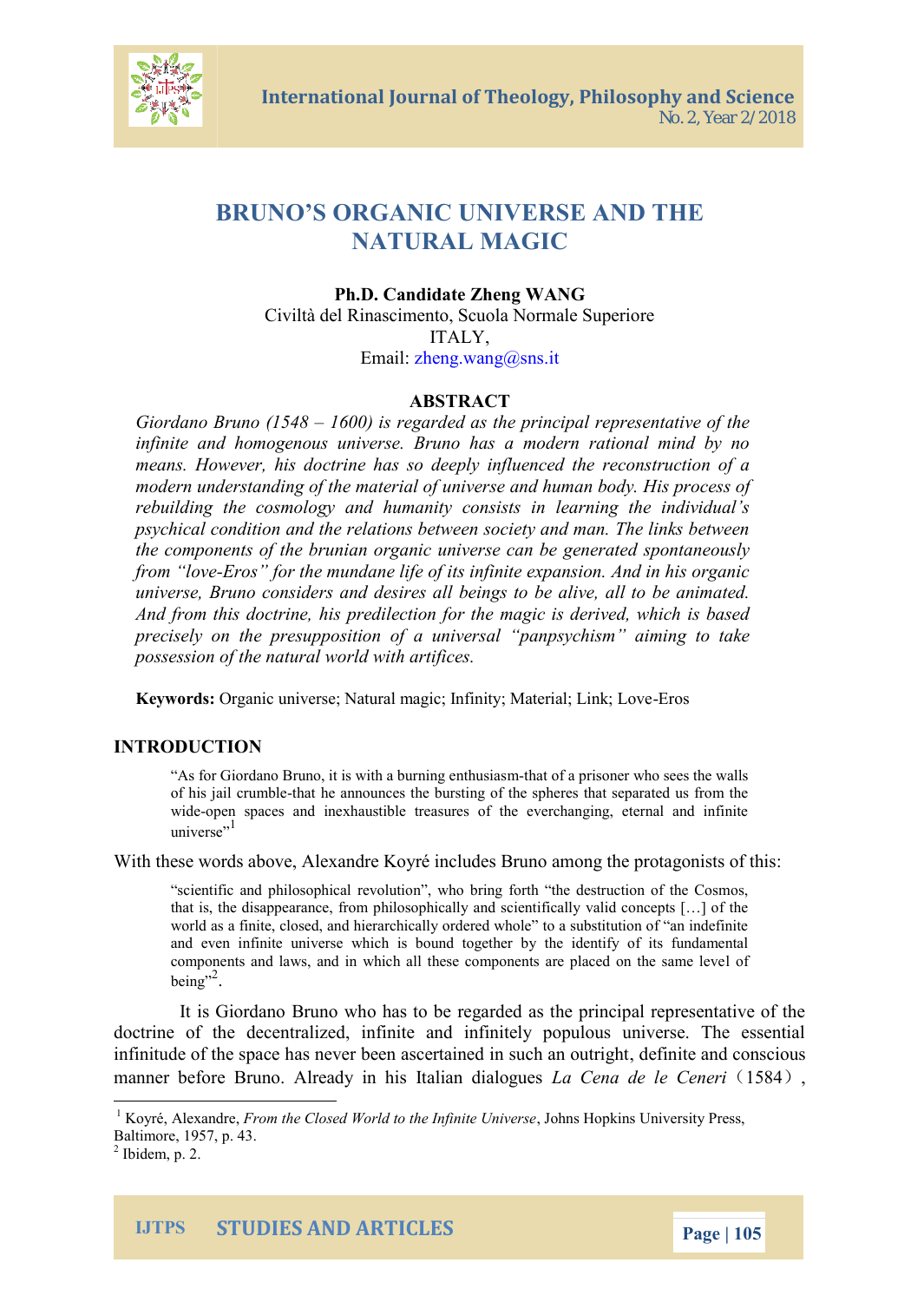# BRUNO'S ORGANIC UNIVERSE AND THE NATURAL MAGIC

**Ph.D. Candidate Zheng WANG**
Civiltà del Rinascimento, Scuola Normale Superiore
ITALY,
Email: zheng.wang@sns.it

## ABSTRACT

*Giordano Bruno (1548 – 1600) is regarded as the principal representative of the infinite and homogenous universe. Bruno has a modern rational mind by no means. However, his doctrine has so deeply influenced the reconstruction of a modern understanding of the material of universe and human body. His process of rebuilding the cosmology and humanity consists in learning the individual's psychical condition and the relations between society and man. The links between the components of the brunian organic universe can be generated spontaneously from "love-Eros" for the mundane life of its infinite expansion. And in his organic universe, Bruno considers and desires all beings to be alive, all to be animated. And from this doctrine, his predilection for the magic is derived, which is based precisely on the presupposition of a universal "panpsychism" aiming to take possession of the natural world with artifices.*

**Keywords:** Organic universe; Natural magic; Infinity; Material; Link; Love-Eros

## INTRODUCTION

> "As for Giordano Bruno, it is with a burning enthusiasm-that of a prisoner who sees the walls of his jail crumble-that he announces the bursting of the spheres that separated us from the wide-open spaces and inexhaustible treasures of the everchanging, eternal and infinite universe"[1]

With these words above, Alexandre Koyré includes Bruno among the protagonists of this:

> "scientific and philosophical revolution", who bring forth "the destruction of the Cosmos, that is, the disappearance, from philosophically and scientifically valid concepts […] of the world as a finite, closed, and hierarchically ordered whole" to a substitution of "an indefinite and even infinite universe which is bound together by the identify of its fundamental components and laws, and in which all these components are placed on the same level of being"[2].

It is Giordano Bruno who has to be regarded as the principal representative of the doctrine of the decentralized, infinite and infinitely populous universe. The essential infinitude of the space has never been ascertained in such an outright, definite and conscious manner before Bruno. Already in his Italian dialogues *La Cena de le Ceneri*（1584）,

---

[1] Koyré, Alexandre, *From the Closed World to the Infinite Universe*, Johns Hopkins University Press, Baltimore, 1957, p. 43.

[2] Ibidem, p. 2.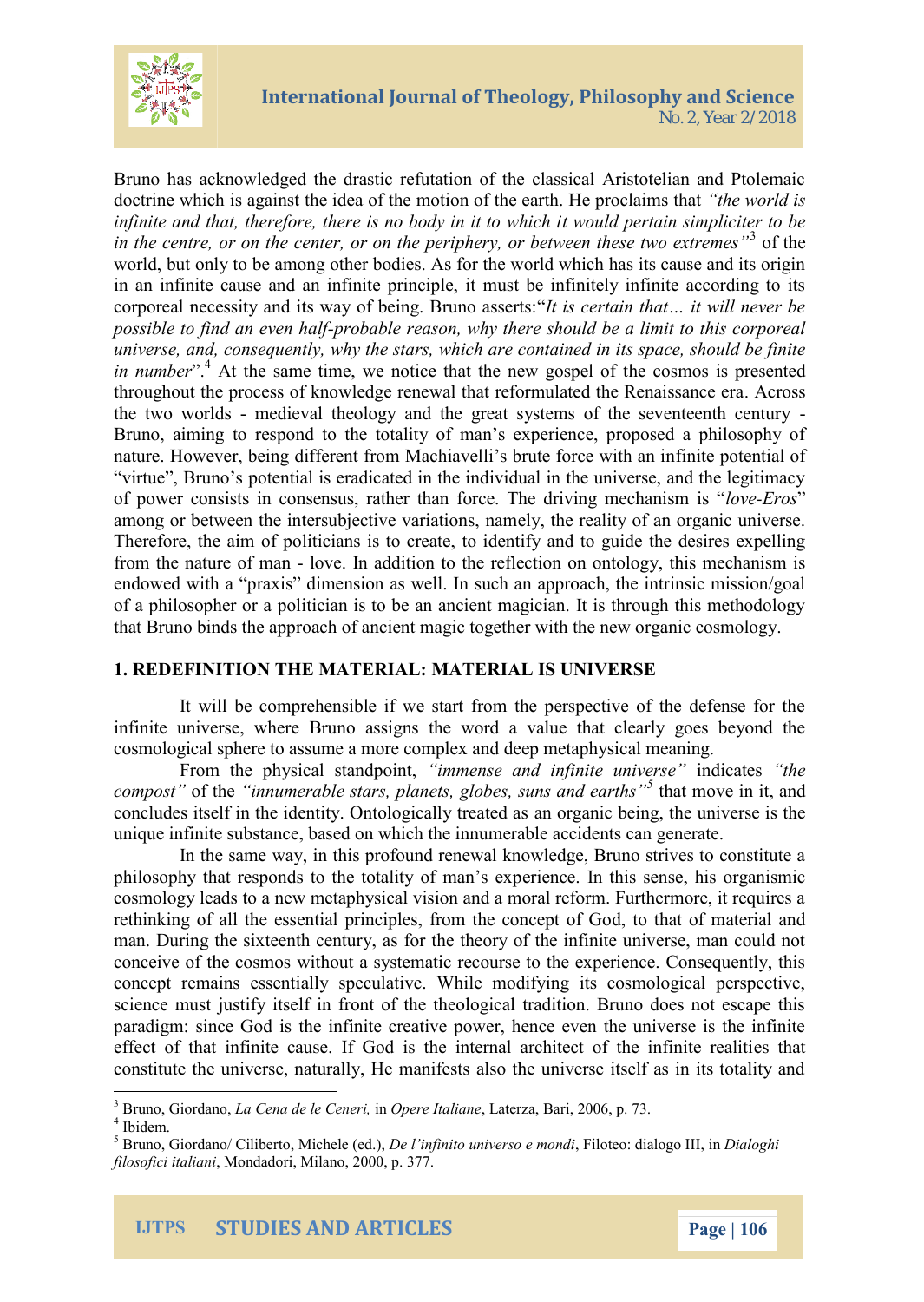Bruno has acknowledged the drastic refutation of the classical Aristotelian and Ptolemaic doctrine which is against the idea of the motion of the earth. He proclaims that *"the world is infinite and that, therefore, there is no body in it to which it would pertain simpliciter to be in the centre, or on the center, or on the periphery, or between these two extremes"*[3] of the world, but only to be among other bodies. As for the world which has its cause and its origin in an infinite cause and an infinite principle, it must be infinitely infinite according to its corporeal necessity and its way of being. Bruno asserts:*"It is certain that… it will never be possible to find an even half-probable reason, why there should be a limit to this corporeal universe, and, consequently, why the stars, which are contained in its space, should be finite in number*".[4] At the same time, we notice that the new gospel of the cosmos is presented throughout the process of knowledge renewal that reformulated the Renaissance era. Across the two worlds - medieval theology and the great systems of the seventeenth century - Bruno, aiming to respond to the totality of man's experience, proposed a philosophy of nature. However, being different from Machiavelli's brute force with an infinite potential of "virtue", Bruno's potential is eradicated in the individual in the universe, and the legitimacy of power consists in consensus, rather than force. The driving mechanism is "*love-Eros*" among or between the intersubjective variations, namely, the reality of an organic universe. Therefore, the aim of politicians is to create, to identify and to guide the desires expelling from the nature of man - love. In addition to the reflection on ontology, this mechanism is endowed with a "praxis" dimension as well. In such an approach, the intrinsic mission/goal of a philosopher or a politician is to be an ancient magician. It is through this methodology that Bruno binds the approach of ancient magic together with the new organic cosmology.

## 1. REDEFINITION THE MATERIAL: MATERIAL IS UNIVERSE

It will be comprehensible if we start from the perspective of the defense for the infinite universe, where Bruno assigns the word a value that clearly goes beyond the cosmological sphere to assume a more complex and deep metaphysical meaning.

From the physical standpoint, *"immense and infinite universe"* indicates *"the compost"* of the *"innumerable stars, planets, globes, suns and earths"*[5] that move in it, and concludes itself in the identity. Ontologically treated as an organic being, the universe is the unique infinite substance, based on which the innumerable accidents can generate.

In the same way, in this profound renewal knowledge, Bruno strives to constitute a philosophy that responds to the totality of man's experience. In this sense, his organismic cosmology leads to a new metaphysical vision and a moral reform. Furthermore, it requires a rethinking of all the essential principles, from the concept of God, to that of material and man. During the sixteenth century, as for the theory of the infinite universe, man could not conceive of the cosmos without a systematic recourse to the experience. Consequently, this concept remains essentially speculative. While modifying its cosmological perspective, science must justify itself in front of the theological tradition. Bruno does not escape this paradigm: since God is the infinite creative power, hence even the universe is the infinite effect of that infinite cause. If God is the internal architect of the infinite realities that constitute the universe, naturally, He manifests also the universe itself as in its totality and

---

[3] Bruno, Giordano, *La Cena de le Ceneri,* in *Opere Italiane*, Laterza, Bari, 2006, p. 73.

[4] Ibidem.

[5] Bruno, Giordano/ Ciliberto, Michele (ed.), *De l'infinito universo e mondi*, Filoteo: dialogo III, in *Dialoghi filosofici italiani*, Mondadori, Milano, 2000, p. 377.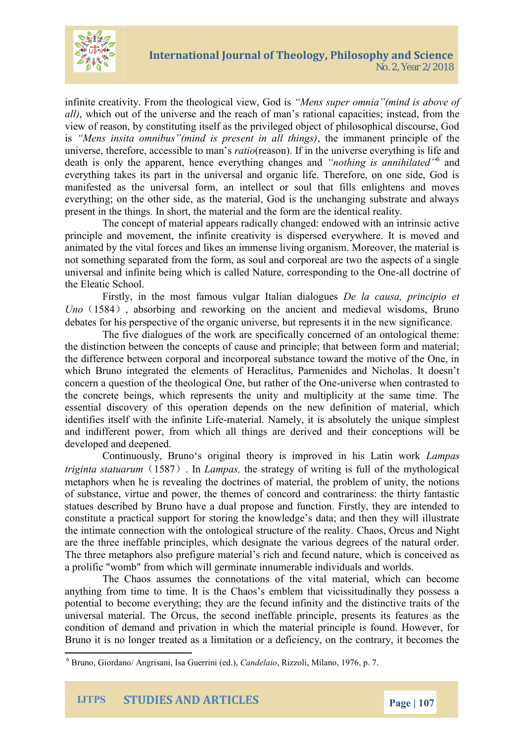infinite creativity. From the theological view, God is *"Mens super omnia"(mind is above of all)*, which out of the universe and the reach of man's rational capacities; instead, from the view of reason, by constituting itself as the privileged object of philosophical discourse, God is *"Mens insita omnibus"(mind is present in all things)*, the immanent principle of the universe, therefore, accessible to man's *ratio*(reason). If in the universe everything is life and death is only the apparent, hence everything changes and *"nothing is annihilated"*[6] and everything takes its part in the universal and organic life. Therefore, on one side, God is manifested as the universal form, an intellect or soul that fills enlightens and moves everything; on the other side, as the material, God is the unchanging substrate and always present in the things. In short, the material and the form are the identical reality.

The concept of material appears radically changed: endowed with an intrinsic active principle and movement, the infinite creativity is dispersed everywhere. It is moved and animated by the vital forces and likes an immense living organism. Moreover, the material is not something separated from the form, as soul and corporeal are two the aspects of a single universal and infinite being which is called Nature, corresponding to the One-all doctrine of the Eleatic School.

Firstly, in the most famous vulgar Italian dialogues *De la causa, principio et Uno*（1584）, absorbing and reworking on the ancient and medieval wisdoms, Bruno debates for his perspective of the organic universe, but represents it in the new significance.

The five dialogues of the work are specifically concerned of an ontological theme: the distinction between the concepts of cause and principle; that between form and material; the difference between corporal and incorporeal substance toward the motive of the One, in which Bruno integrated the elements of Heraclitus, Parmenides and Nicholas. It doesn't concern a question of the theological One, but rather of the One-universe when contrasted to the concrete beings, which represents the unity and multiplicity at the same time. The essential discovery of this operation depends on the new definition of material, which identifies itself with the infinite Life-material. Namely, it is absolutely the unique simplest and indifferent power, from which all things are derived and their conceptions will be developed and deepened.

Continuously, Bruno's original theory is improved in his Latin work *Lampas triginta statuarum*（1587）. In *Lampas,* the strategy of writing is full of the mythological metaphors when he is revealing the doctrines of material, the problem of unity, the notions of substance, virtue and power, the themes of concord and contrariness: the thirty fantastic statues described by Bruno have a dual propose and function. Firstly, they are intended to constitute a practical support for storing the knowledge's data; and then they will illustrate the intimate connection with the ontological structure of the reality. Chaos, Orcus and Night are the three ineffable principles, which designate the various degrees of the natural order. The three metaphors also prefigure material's rich and fecund nature, which is conceived as a prolific "womb" from which will germinate innumerable individuals and worlds.

The Chaos assumes the connotations of the vital material, which can become anything from time to time. It is the Chaos's emblem that vicissitudinally they possess a potential to become everything; they are the fecund infinity and the distinctive traits of the universal material. The Orcus, the second ineffable principle, presents its features as the condition of demand and privation in which the material principle is found. However, for Bruno it is no longer treated as a limitation or a deficiency, on the contrary, it becomes the

[6] Bruno, Giordano/ Angrisani, Isa Guerrini (ed.), *Candelaio*, Rizzoli, Milano, 1976, p. 7.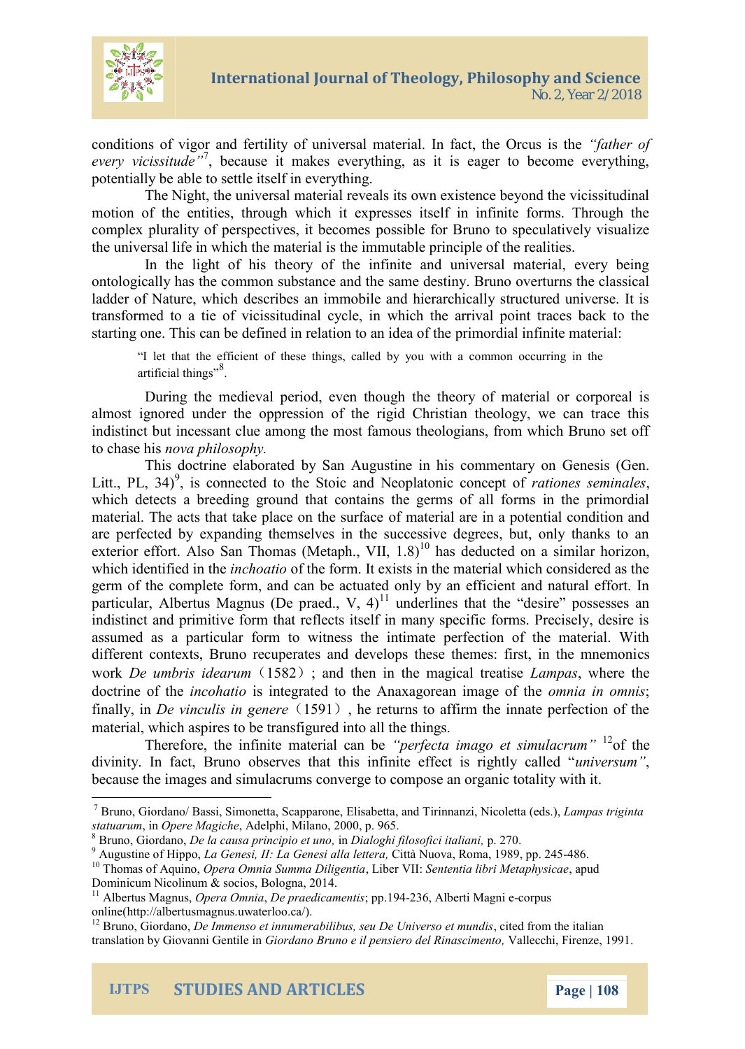conditions of vigor and fertility of universal material. In fact, the Orcus is the *"father of every vicissitude"*[7], because it makes everything, as it is eager to become everything, potentially be able to settle itself in everything.

The Night, the universal material reveals its own existence beyond the vicissitudinal motion of the entities, through which it expresses itself in infinite forms. Through the complex plurality of perspectives, it becomes possible for Bruno to speculatively visualize the universal life in which the material is the immutable principle of the realities.

In the light of his theory of the infinite and universal material, every being ontologically has the common substance and the same destiny. Bruno overturns the classical ladder of Nature, which describes an immobile and hierarchically structured universe. It is transformed to a tie of vicissitudinal cycle, in which the arrival point traces back to the starting one. This can be defined in relation to an idea of the primordial infinite material:

> "I let that the efficient of these things, called by you with a common occurring in the artificial things"[8].

During the medieval period, even though the theory of material or corporeal is almost ignored under the oppression of the rigid Christian theology, we can trace this indistinct but incessant clue among the most famous theologians, from which Bruno set off to chase his *nova philosophy.*

This doctrine elaborated by San Augustine in his commentary on Genesis (Gen. Litt., PL, 34)[9], is connected to the Stoic and Neoplatonic concept of *rationes seminales*, which detects a breeding ground that contains the germs of all forms in the primordial material. The acts that take place on the surface of material are in a potential condition and are perfected by expanding themselves in the successive degrees, but, only thanks to an exterior effort. Also San Thomas (Metaph., VII, 1.8)[10] has deducted on a similar horizon, which identified in the *inchoatio* of the form. It exists in the material which considered as the germ of the complete form, and can be actuated only by an efficient and natural effort. In particular, Albertus Magnus (De praed., V, 4)[11] underlines that the "desire" possesses an indistinct and primitive form that reflects itself in many specific forms. Precisely, desire is assumed as a particular form to witness the intimate perfection of the material. With different contexts, Bruno recuperates and develops these themes: first, in the mnemonics work *De umbris idearum*（1582）; and then in the magical treatise *Lampas*, where the doctrine of the *incohatio* is integrated to the Anaxagorean image of the *omnia in omnis*; finally, in *De vinculis in genere*（1591）, he returns to affirm the innate perfection of the material, which aspires to be transfigured into all the things.

Therefore, the infinite material can be *"perfecta imago et simulacrum"* [12]of the divinity. In fact, Bruno observes that this infinite effect is rightly called "*universum"*, because the images and simulacrums converge to compose an organic totality with it.

---

[7] Bruno, Giordano/ Bassi, Simonetta, Scapparone, Elisabetta, and Tirinnanzi, Nicoletta (eds.), *Lampas triginta statuarum*, in *Opere Magiche*, Adelphi, Milano, 2000, p. 965.

[8] Bruno, Giordano, *De la causa principio et uno,* in *Dialoghi filosofici italiani,* p. 270.

[9] Augustine of Hippo, *La Genesi, II: La Genesi alla lettera,* Città Nuova, Roma, 1989, pp. 245-486.

[10] Thomas of Aquino, *Opera Omnia Summa Diligentia*, Liber VII: *Sententia libri Metaphysicae*, apud Dominicum Nicolinum & socios, Bologna, 2014.

[11] Albertus Magnus, *Opera Omnia*, *De praedicamentis*; pp.194-236, Alberti Magni e-corpus online(http://albertusmagnus.uwaterloo.ca/).

[12] Bruno, Giordano, *De Immenso et innumerabilibus, seu De Universo et mundis*, cited from the italian translation by Giovanni Gentile in *Giordano Bruno e il pensiero del Rinascimento,* Vallecchi, Firenze, 1991.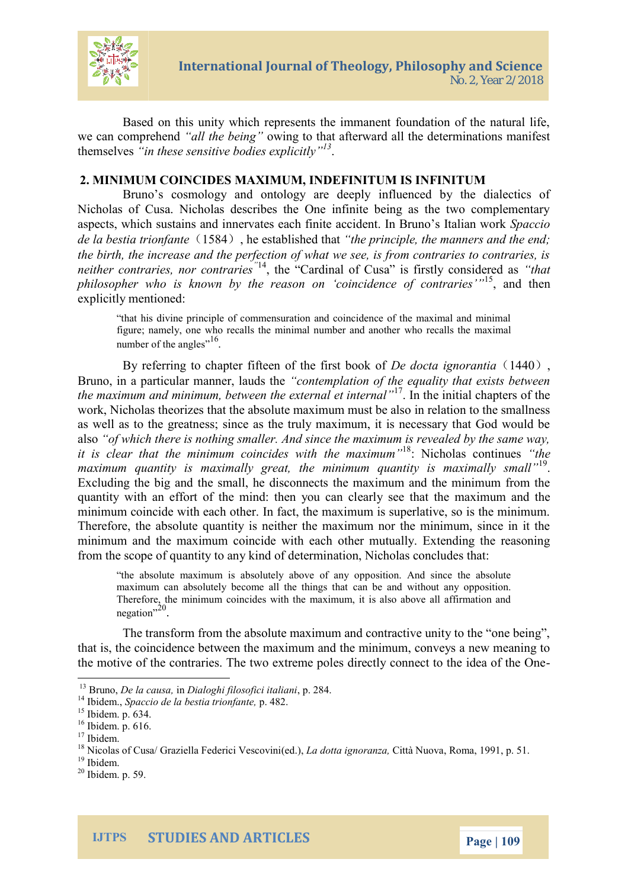Based on this unity which represents the immanent foundation of the natural life, we can comprehend *"all the being"* owing to that afterward all the determinations manifest themselves *"in these sensitive bodies explicitly"*[13].

## 2. MINIMUM COINCIDES MAXIMUM, INDEFINITUM IS INFINITUM

Bruno's cosmology and ontology are deeply influenced by the dialectics of Nicholas of Cusa. Nicholas describes the One infinite being as the two complementary aspects, which sustains and innervates each finite accident. In Bruno's Italian work *Spaccio de la bestia trionfante*（1584）, he established that *"the principle, the manners and the end; the birth, the increase and the perfection of what we see, is from contraries to contraries, is neither contraries, nor contraries"*[14], the "Cardinal of Cusa" is firstly considered as *"that philosopher who is known by the reason on 'coincidence of contraries'"*[15], and then explicitly mentioned:

> "that his divine principle of commensuration and coincidence of the maximal and minimal figure; namely, one who recalls the minimal number and another who recalls the maximal number of the angles"[16].

By referring to chapter fifteen of the first book of *De docta ignorantia*（1440）, Bruno, in a particular manner, lauds the *"contemplation of the equality that exists between the maximum and minimum, between the external et internal"*[17]. In the initial chapters of the work, Nicholas theorizes that the absolute maximum must be also in relation to the smallness as well as to the greatness; since as the truly maximum, it is necessary that God would be also *"of which there is nothing smaller. And since the maximum is revealed by the same way, it is clear that the minimum coincides with the maximum"*[18]: Nicholas continues *"the maximum quantity is maximally great, the minimum quantity is maximally small"*[19]. Excluding the big and the small, he disconnects the maximum and the minimum from the quantity with an effort of the mind: then you can clearly see that the maximum and the minimum coincide with each other. In fact, the maximum is superlative, so is the minimum. Therefore, the absolute quantity is neither the maximum nor the minimum, since in it the minimum and the maximum coincide with each other mutually. Extending the reasoning from the scope of quantity to any kind of determination, Nicholas concludes that:

> "the absolute maximum is absolutely above of any opposition. And since the absolute maximum can absolutely become all the things that can be and without any opposition. Therefore, the minimum coincides with the maximum, it is also above all affirmation and negation"[20].

The transform from the absolute maximum and contractive unity to the "one being", that is, the coincidence between the maximum and the minimum, conveys a new meaning to the motive of the contraries. The two extreme poles directly connect to the idea of the One-

---

[13] Bruno, *De la causa,* in *Dialoghi filosofici italiani*, p. 284.
[14] Ibidem., *Spaccio de la bestia trionfante,* p. 482.
[15] Ibidem. p. 634.
[16] Ibidem. p. 616.
[17] Ibidem.
[18] Nicolas of Cusa/ Graziella Federici Vescovini(ed.), *La dotta ignoranza,* Città Nuova, Roma, 1991, p. 51.
[19] Ibidem.
[20] Ibidem. p. 59.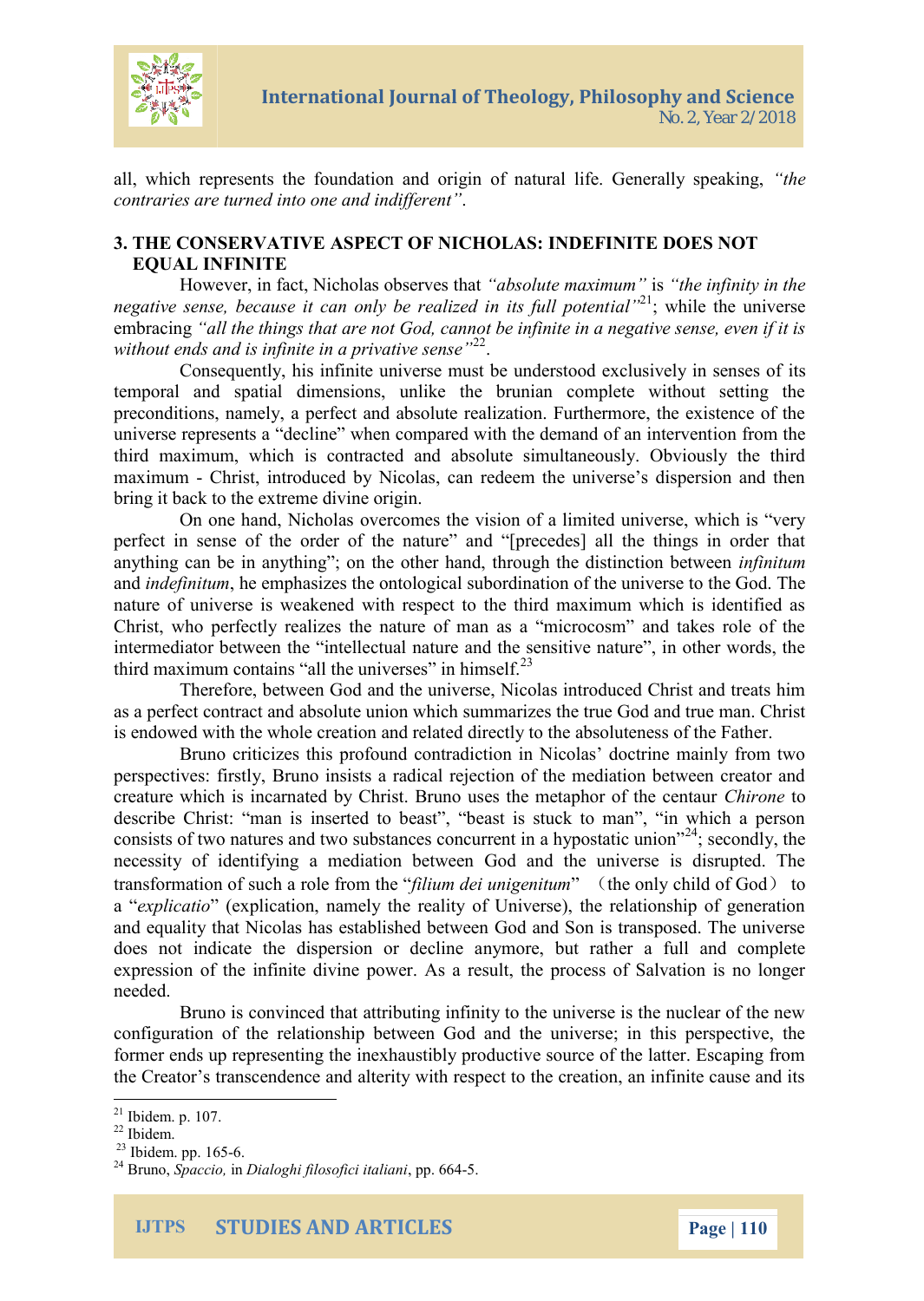all, which represents the foundation and origin of natural life. Generally speaking, *"the contraries are turned into one and indifferent"*.

## 3. THE CONSERVATIVE ASPECT OF NICHOLAS: INDEFINITE DOES NOT EQUAL INFINITE

However, in fact, Nicholas observes that *"absolute maximum"* is *"the infinity in the negative sense, because it can only be realized in its full potential"*[21]; while the universe embracing *"all the things that are not God, cannot be infinite in a negative sense, even if it is without ends and is infinite in a privative sense"*[22].

Consequently, his infinite universe must be understood exclusively in senses of its temporal and spatial dimensions, unlike the brunian complete without setting the preconditions, namely, a perfect and absolute realization. Furthermore, the existence of the universe represents a "decline" when compared with the demand of an intervention from the third maximum, which is contracted and absolute simultaneously. Obviously the third maximum - Christ, introduced by Nicolas, can redeem the universe's dispersion and then bring it back to the extreme divine origin.

On one hand, Nicholas overcomes the vision of a limited universe, which is "very perfect in sense of the order of the nature" and "[precedes] all the things in order that anything can be in anything"; on the other hand, through the distinction between *infinitum* and *indefinitum*, he emphasizes the ontological subordination of the universe to the God. The nature of universe is weakened with respect to the third maximum which is identified as Christ, who perfectly realizes the nature of man as a "microcosm" and takes role of the intermediator between the "intellectual nature and the sensitive nature", in other words, the third maximum contains "all the universes" in himself.[23]

Therefore, between God and the universe, Nicolas introduced Christ and treats him as a perfect contract and absolute union which summarizes the true God and true man. Christ is endowed with the whole creation and related directly to the absoluteness of the Father.

Bruno criticizes this profound contradiction in Nicolas' doctrine mainly from two perspectives: firstly, Bruno insists a radical rejection of the mediation between creator and creature which is incarnated by Christ. Bruno uses the metaphor of the centaur *Chirone* to describe Christ: "man is inserted to beast", "beast is stuck to man", "in which a person consists of two natures and two substances concurrent in a hypostatic union"[24]; secondly, the necessity of identifying a mediation between God and the universe is disrupted. The transformation of such a role from the "*filium dei unigenitum*" （the only child of God） to a "*explicatio*" (explication, namely the reality of Universe), the relationship of generation and equality that Nicolas has established between God and Son is transposed. The universe does not indicate the dispersion or decline anymore, but rather a full and complete expression of the infinite divine power. As a result, the process of Salvation is no longer needed.

Bruno is convinced that attributing infinity to the universe is the nuclear of the new configuration of the relationship between God and the universe; in this perspective, the former ends up representing the inexhaustibly productive source of the latter. Escaping from the Creator's transcendence and alterity with respect to the creation, an infinite cause and its

---

[21] Ibidem. p. 107.
[22] Ibidem.
[23] Ibidem. pp. 165-6.
[24] Bruno, *Spaccio,* in *Dialoghi filosofici italiani*, pp. 664-5.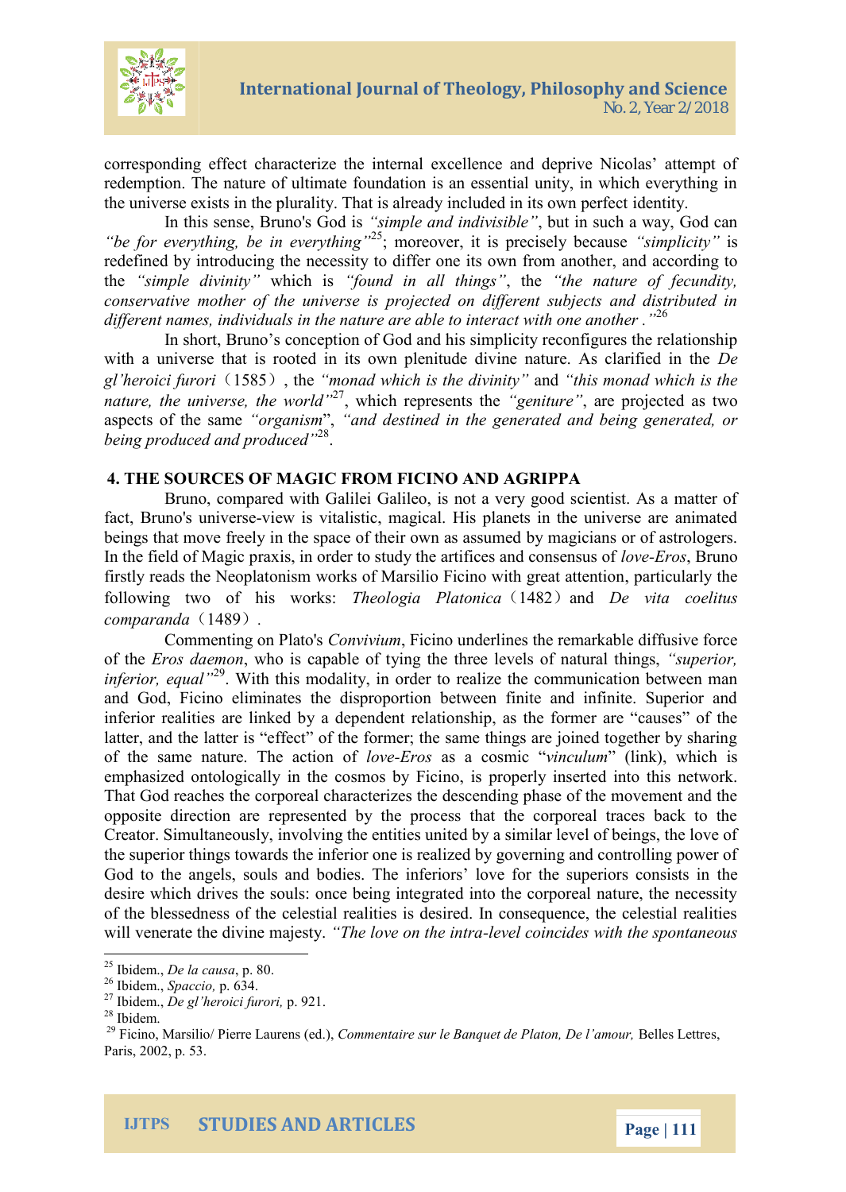corresponding effect characterize the internal excellence and deprive Nicolas' attempt of redemption. The nature of ultimate foundation is an essential unity, in which everything in the universe exists in the plurality. That is already included in its own perfect identity.

In this sense, Bruno's God is *"simple and indivisible"*, but in such a way, God can *"be for everything, be in everything"*[25]; moreover, it is precisely because *"simplicity"* is redefined by introducing the necessity to differ one its own from another, and according to the *"simple divinity"* which is *"found in all things"*, the *"the nature of fecundity, conservative mother of the universe is projected on different subjects and distributed in different names, individuals in the nature are able to interact with one another ."*[26]

In short, Bruno's conception of God and his simplicity reconfigures the relationship with a universe that is rooted in its own plenitude divine nature. As clarified in the *De gl'heroici furori*（1585）, the *"monad which is the divinity"* and *"this monad which is the nature, the universe, the world"*[27], which represents the *"geniture"*, are projected as two aspects of the same *"organism"*, *"and destined in the generated and being generated, or being produced and produced"*[28].

## 4. THE SOURCES OF MAGIC FROM FICINO AND AGRIPPA

Bruno, compared with Galilei Galileo, is not a very good scientist. As a matter of fact, Bruno's universe-view is vitalistic, magical. His planets in the universe are animated beings that move freely in the space of their own as assumed by magicians or of astrologers. In the field of Magic praxis, in order to study the artifices and consensus of *love-Eros*, Bruno firstly reads the Neoplatonism works of Marsilio Ficino with great attention, particularly the following two of his works: *Theologia Platonica*（1482）and *De vita coelitus comparanda*（1489）.

Commenting on Plato's *Convivium*, Ficino underlines the remarkable diffusive force of the *Eros daemon*, who is capable of tying the three levels of natural things, *"superior, inferior, equal"*[29]. With this modality, in order to realize the communication between man and God, Ficino eliminates the disproportion between finite and infinite. Superior and inferior realities are linked by a dependent relationship, as the former are "causes" of the latter, and the latter is "effect" of the former; the same things are joined together by sharing of the same nature. The action of *love-Eros* as a cosmic "*vinculum*" (link), which is emphasized ontologically in the cosmos by Ficino, is properly inserted into this network. That God reaches the corporeal characterizes the descending phase of the movement and the opposite direction are represented by the process that the corporeal traces back to the Creator. Simultaneously, involving the entities united by a similar level of beings, the love of the superior things towards the inferior one is realized by governing and controlling power of God to the angels, souls and bodies. The inferiors' love for the superiors consists in the desire which drives the souls: once being integrated into the corporeal nature, the necessity of the blessedness of the celestial realities is desired. In consequence, the celestial realities will venerate the divine majesty. *"The love on the intra-level coincides with the spontaneous*

---

[25] Ibidem., *De la causa*, p. 80.

[26] Ibidem., *Spaccio,* p. 634.

[27] Ibidem., *De gl'heroici furori,* p. 921.

[28] Ibidem.

[29] Ficino, Marsilio/ Pierre Laurens (ed.), *Commentaire sur le Banquet de Platon, De l'amour,* Belles Lettres, Paris, 2002, p. 53.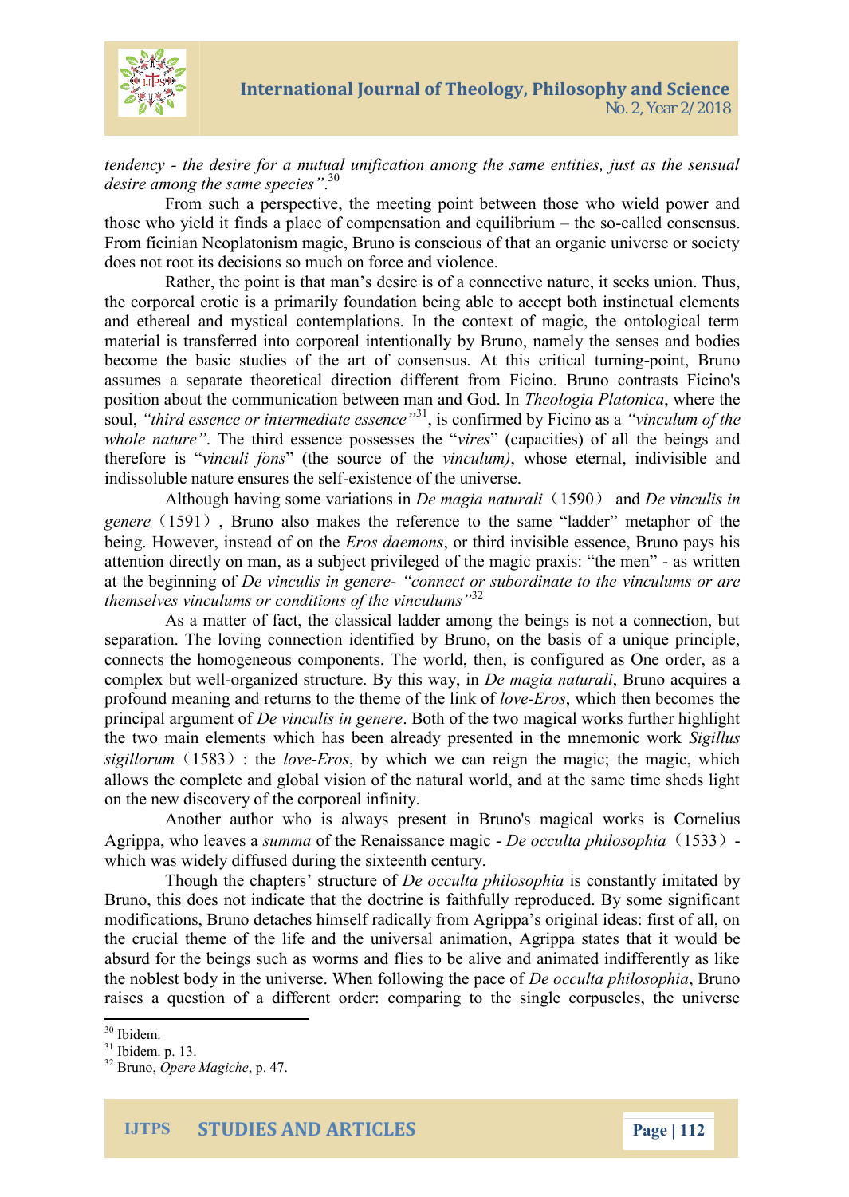*tendency - the desire for a mutual unification among the same entities, just as the sensual desire among the same species"*.[30]

From such a perspective, the meeting point between those who wield power and those who yield it finds a place of compensation and equilibrium – the so-called consensus. From ficinian Neoplatonism magic, Bruno is conscious of that an organic universe or society does not root its decisions so much on force and violence.

Rather, the point is that man's desire is of a connective nature, it seeks union. Thus, the corporeal erotic is a primarily foundation being able to accept both instinctual elements and ethereal and mystical contemplations. In the context of magic, the ontological term material is transferred into corporeal intentionally by Bruno, namely the senses and bodies become the basic studies of the art of consensus. At this critical turning-point, Bruno assumes a separate theoretical direction different from Ficino. Bruno contrasts Ficino's position about the communication between man and God. In *Theologia Platonica*, where the soul, *"third essence or intermediate essence"*[31], is confirmed by Ficino as a *"vinculum of the whole nature"*. The third essence possesses the "*vires*" (capacities) of all the beings and therefore is "*vinculi fons*" (the source of the *vinculum)*, whose eternal, indivisible and indissoluble nature ensures the self-existence of the universe.

Although having some variations in *De magia naturali*（1590） and *De vinculis in genere*（1591）, Bruno also makes the reference to the same "ladder" metaphor of the being. However, instead of on the *Eros daemons*, or third invisible essence, Bruno pays his attention directly on man, as a subject privileged of the magic praxis: "the men" - as written at the beginning of *De vinculis in genere*- *"connect or subordinate to the vinculums or are themselves vinculums or conditions of the vinculums"*[32]

As a matter of fact, the classical ladder among the beings is not a connection, but separation. The loving connection identified by Bruno, on the basis of a unique principle, connects the homogeneous components. The world, then, is configured as One order, as a complex but well-organized structure. By this way, in *De magia naturali*, Bruno acquires a profound meaning and returns to the theme of the link of *love-Eros*, which then becomes the principal argument of *De vinculis in genere*. Both of the two magical works further highlight the two main elements which has been already presented in the mnemonic work *Sigillus sigillorum*（1583）: the *love-Eros*, by which we can reign the magic; the magic, which allows the complete and global vision of the natural world, and at the same time sheds light on the new discovery of the corporeal infinity.

Another author who is always present in Bruno's magical works is Cornelius Agrippa, who leaves a *summa* of the Renaissance magic - *De occulta philosophia*（1533）- which was widely diffused during the sixteenth century.

Though the chapters' structure of *De occulta philosophia* is constantly imitated by Bruno, this does not indicate that the doctrine is faithfully reproduced. By some significant modifications, Bruno detaches himself radically from Agrippa's original ideas: first of all, on the crucial theme of the life and the universal animation, Agrippa states that it would be absurd for the beings such as worms and flies to be alive and animated indifferently as like the noblest body in the universe. When following the pace of *De occulta philosophia*, Bruno raises a question of a different order: comparing to the single corpuscles, the universe

---

[30] Ibidem.
[31] Ibidem. p. 13.
[32] Bruno, *Opere Magiche*, p. 47.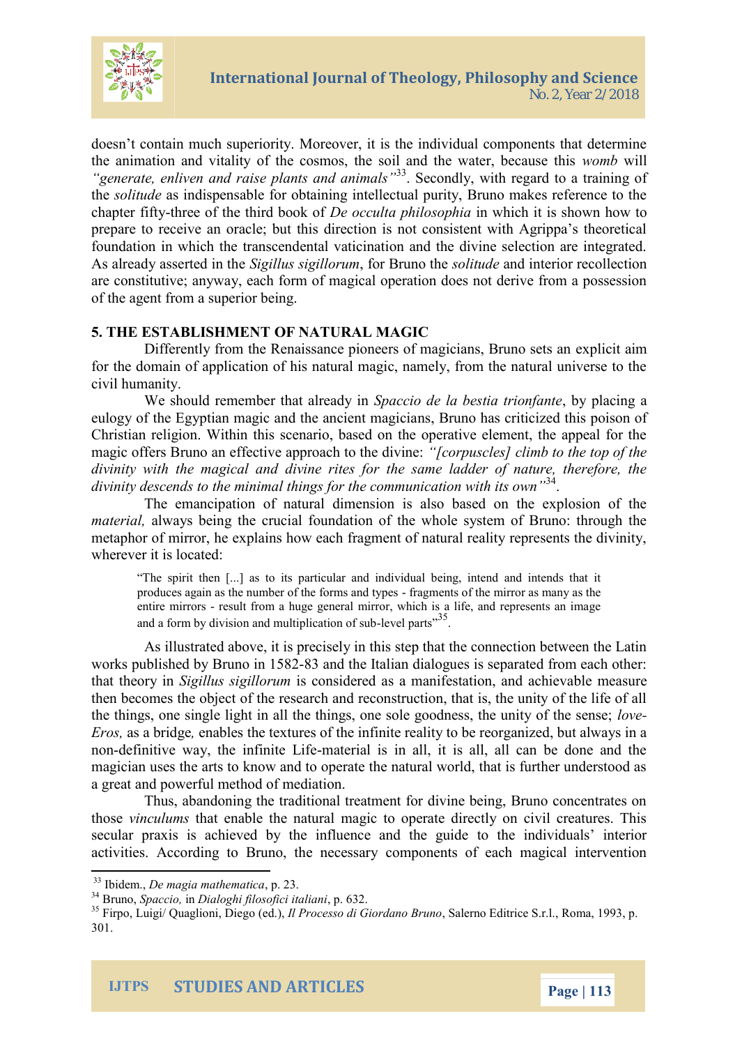doesn't contain much superiority. Moreover, it is the individual components that determine the animation and vitality of the cosmos, the soil and the water, because this *womb* will *"generate, enliven and raise plants and animals"*[33]. Secondly, with regard to a training of the *solitude* as indispensable for obtaining intellectual purity, Bruno makes reference to the chapter fifty-three of the third book of *De occulta philosophia* in which it is shown how to prepare to receive an oracle; but this direction is not consistent with Agrippa's theoretical foundation in which the transcendental vaticination and the divine selection are integrated. As already asserted in the *Sigillus sigillorum*, for Bruno the *solitude* and interior recollection are constitutive; anyway, each form of magical operation does not derive from a possession of the agent from a superior being.

## 5. THE ESTABLISHMENT OF NATURAL MAGIC

Differently from the Renaissance pioneers of magicians, Bruno sets an explicit aim for the domain of application of his natural magic, namely, from the natural universe to the civil humanity.

We should remember that already in *Spaccio de la bestia trionfante*, by placing a eulogy of the Egyptian magic and the ancient magicians, Bruno has criticized this poison of Christian religion. Within this scenario, based on the operative element, the appeal for the magic offers Bruno an effective approach to the divine: *"[corpuscles] climb to the top of the divinity with the magical and divine rites for the same ladder of nature, therefore, the divinity descends to the minimal things for the communication with its own"*[34].

The emancipation of natural dimension is also based on the explosion of the *material,* always being the crucial foundation of the whole system of Bruno: through the metaphor of mirror, he explains how each fragment of natural reality represents the divinity, wherever it is located:

> "The spirit then [...] as to its particular and individual being, intend and intends that it produces again as the number of the forms and types - fragments of the mirror as many as the entire mirrors - result from a huge general mirror, which is a life, and represents an image and a form by division and multiplication of sub-level parts"[35].

As illustrated above, it is precisely in this step that the connection between the Latin works published by Bruno in 1582-83 and the Italian dialogues is separated from each other: that theory in *Sigillus sigillorum* is considered as a manifestation, and achievable measure then becomes the object of the research and reconstruction, that is, the unity of the life of all the things, one single light in all the things, one sole goodness, the unity of the sense; *love-Eros,* as a bridge*,* enables the textures of the infinite reality to be reorganized, but always in a non-definitive way, the infinite Life-material is in all, it is all, all can be done and the magician uses the arts to know and to operate the natural world, that is further understood as a great and powerful method of mediation.

Thus, abandoning the traditional treatment for divine being, Bruno concentrates on those *vinculums* that enable the natural magic to operate directly on civil creatures. This secular praxis is achieved by the influence and the guide to the individuals' interior activities. According to Bruno, the necessary components of each magical intervention

---

[33] Ibidem., *De magia mathematica*, p. 23.

[34] Bruno, *Spaccio,* in *Dialoghi filosofici italiani*, p. 632.

[35] Firpo, Luigi/ Quaglioni, Diego (ed.), *Il Processo di Giordano Bruno*, Salerno Editrice S.r.l., Roma, 1993, p. 301.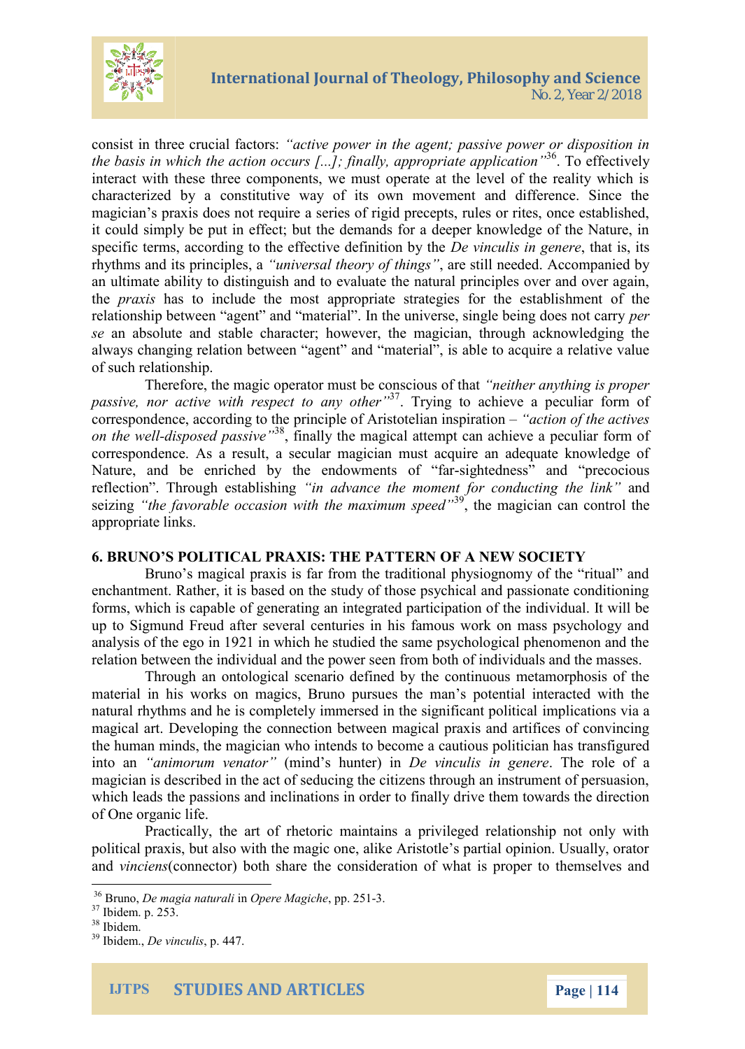consist in three crucial factors: *"active power in the agent; passive power or disposition in the basis in which the action occurs [...]; finally, appropriate application"*[36]. To effectively interact with these three components, we must operate at the level of the reality which is characterized by a constitutive way of its own movement and difference. Since the magician's praxis does not require a series of rigid precepts, rules or rites, once established, it could simply be put in effect; but the demands for a deeper knowledge of the Nature, in specific terms, according to the effective definition by the *De vinculis in genere*, that is, its rhythms and its principles, a *"universal theory of things"*, are still needed. Accompanied by an ultimate ability to distinguish and to evaluate the natural principles over and over again, the *praxis* has to include the most appropriate strategies for the establishment of the relationship between "agent" and "material". In the universe, single being does not carry *per se* an absolute and stable character; however, the magician, through acknowledging the always changing relation between "agent" and "material", is able to acquire a relative value of such relationship.

Therefore, the magic operator must be conscious of that *"neither anything is proper passive, nor active with respect to any other"*[37]. Trying to achieve a peculiar form of correspondence, according to the principle of Aristotelian inspiration – *"action of the actives on the well-disposed passive"*[38], finally the magical attempt can achieve a peculiar form of correspondence. As a result, a secular magician must acquire an adequate knowledge of Nature, and be enriched by the endowments of "far-sightedness" and "precocious reflection". Through establishing *"in advance the moment for conducting the link"* and seizing *"the favorable occasion with the maximum speed"*[39], the magician can control the appropriate links.

## 6. BRUNO'S POLITICAL PRAXIS: THE PATTERN OF A NEW SOCIETY

Bruno's magical praxis is far from the traditional physiognomy of the "ritual" and enchantment. Rather, it is based on the study of those psychical and passionate conditioning forms, which is capable of generating an integrated participation of the individual. It will be up to Sigmund Freud after several centuries in his famous work on mass psychology and analysis of the ego in 1921 in which he studied the same psychological phenomenon and the relation between the individual and the power seen from both of individuals and the masses.

Through an ontological scenario defined by the continuous metamorphosis of the material in his works on magics, Bruno pursues the man's potential interacted with the natural rhythms and he is completely immersed in the significant political implications via a magical art. Developing the connection between magical praxis and artifices of convincing the human minds, the magician who intends to become a cautious politician has transfigured into an *"animorum venator"* (mind's hunter) in *De vinculis in genere*. The role of a magician is described in the act of seducing the citizens through an instrument of persuasion, which leads the passions and inclinations in order to finally drive them towards the direction of One organic life.

Practically, the art of rhetoric maintains a privileged relationship not only with political praxis, but also with the magic one, alike Aristotle's partial opinion. Usually, orator and *vinciens*(connector) both share the consideration of what is proper to themselves and

---

[36] Bruno, *De magia naturali* in *Opere Magiche*, pp. 251-3.

[37] Ibidem. p. 253.

[38] Ibidem.

[39] Ibidem., *De vinculis*, p. 447.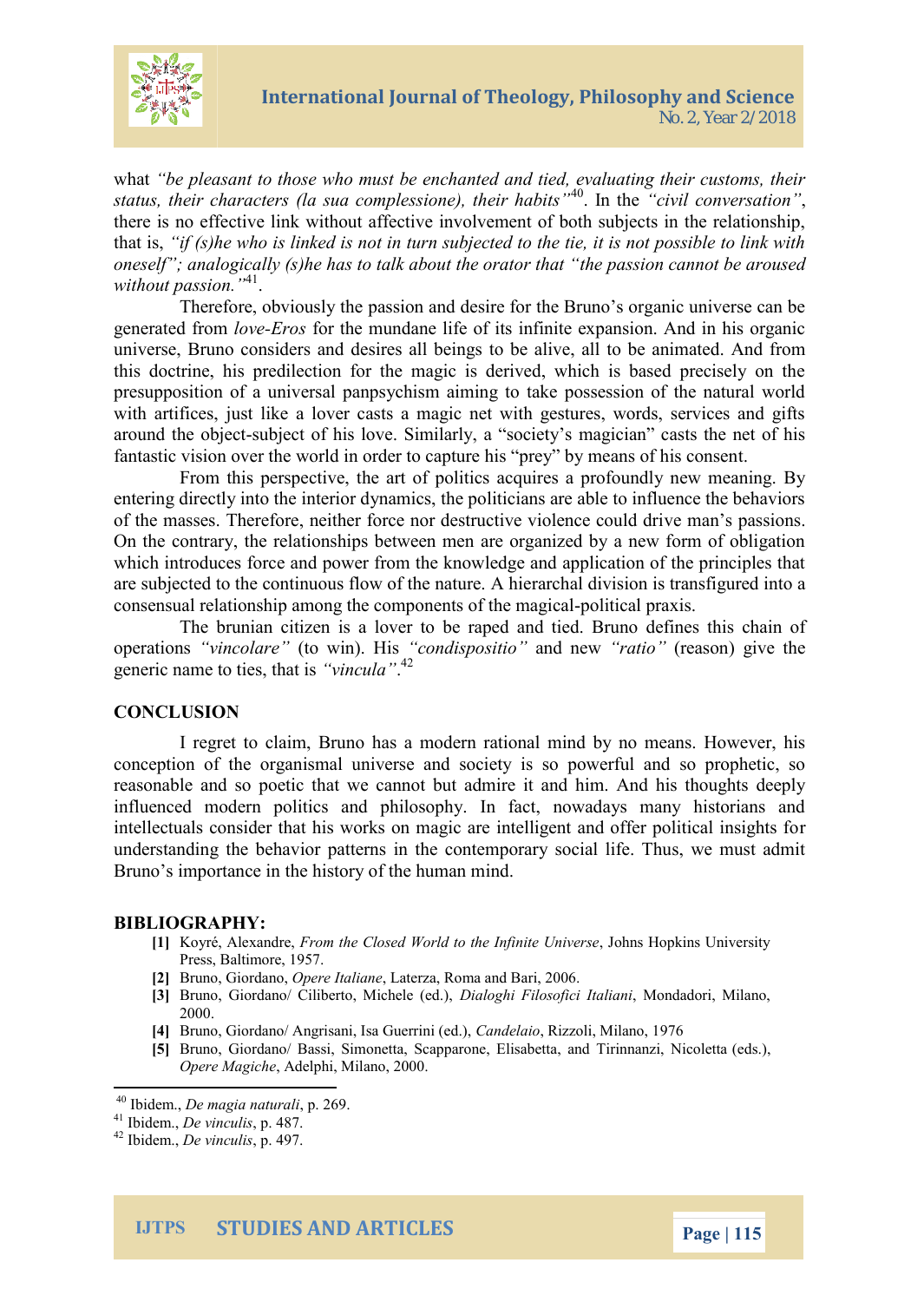what *"be pleasant to those who must be enchanted and tied, evaluating their customs, their status, their characters (la sua complessione), their habits"*[40]. In the *"civil conversation"*, there is no effective link without affective involvement of both subjects in the relationship, that is, *"if (s)he who is linked is not in turn subjected to the tie, it is not possible to link with oneself"; analogically (s)he has to talk about the orator that "the passion cannot be aroused without passion."*[41].

Therefore, obviously the passion and desire for the Bruno's organic universe can be generated from *love-Eros* for the mundane life of its infinite expansion. And in his organic universe, Bruno considers and desires all beings to be alive, all to be animated. And from this doctrine, his predilection for the magic is derived, which is based precisely on the presupposition of a universal panpsychism aiming to take possession of the natural world with artifices, just like a lover casts a magic net with gestures, words, services and gifts around the object-subject of his love. Similarly, a "society's magician" casts the net of his fantastic vision over the world in order to capture his "prey" by means of his consent.

From this perspective, the art of politics acquires a profoundly new meaning. By entering directly into the interior dynamics, the politicians are able to influence the behaviors of the masses. Therefore, neither force nor destructive violence could drive man's passions. On the contrary, the relationships between men are organized by a new form of obligation which introduces force and power from the knowledge and application of the principles that are subjected to the continuous flow of the nature. A hierarchal division is transfigured into a consensual relationship among the components of the magical-political praxis.

The brunian citizen is a lover to be raped and tied. Bruno defines this chain of operations *"vincolare"* (to win). His *"condispositio"* and new *"ratio"* (reason) give the generic name to ties, that is *"vincula"*.[42]

## CONCLUSION

I regret to claim, Bruno has a modern rational mind by no means. However, his conception of the organismal universe and society is so powerful and so prophetic, so reasonable and so poetic that we cannot but admire it and him. And his thoughts deeply influenced modern politics and philosophy. In fact, nowadays many historians and intellectuals consider that his works on magic are intelligent and offer political insights for understanding the behavior patterns in the contemporary social life. Thus, we must admit Bruno's importance in the history of the human mind.

## BIBLIOGRAPHY:

- **[1]** Koyré, Alexandre, *From the Closed World to the Infinite Universe*, Johns Hopkins University Press, Baltimore, 1957.
- **[2]** Bruno, Giordano, *Opere Italiane*, Laterza, Roma and Bari, 2006.
- **[3]** Bruno, Giordano/ Ciliberto, Michele (ed.), *Dialoghi Filosofici Italiani*, Mondadori, Milano, 2000.
- **[4]** Bruno, Giordano/ Angrisani, Isa Guerrini (ed.), *Candelaio*, Rizzoli, Milano, 1976
- **[5]** Bruno, Giordano/ Bassi, Simonetta, Scapparone, Elisabetta, and Tirinnanzi, Nicoletta (eds.), *Opere Magiche*, Adelphi, Milano, 2000.

---

[40] Ibidem., *De magia naturali*, p. 269.

[41] Ibidem., *De vinculis*, p. 487.

[42] Ibidem., *De vinculis*, p. 497.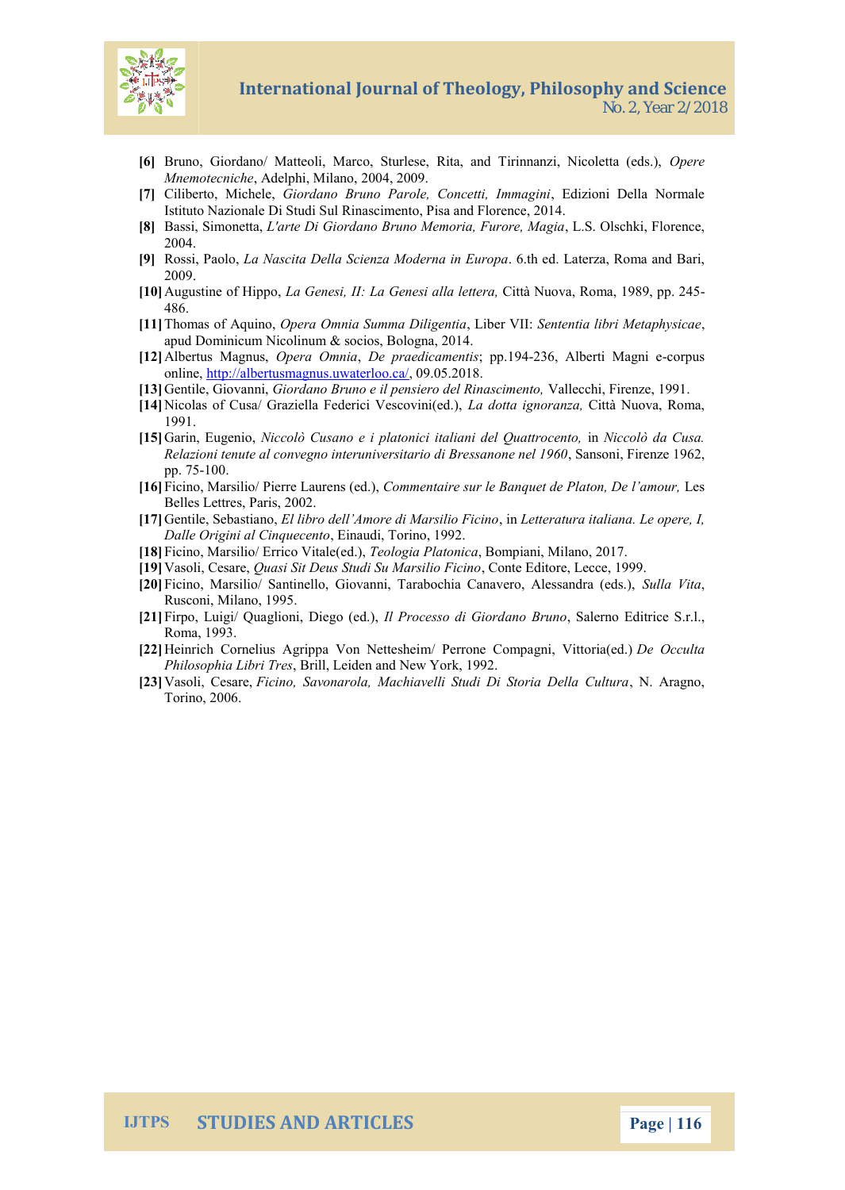**[6]** Bruno, Giordano/ Matteoli, Marco, Sturlese, Rita, and Tirinnanzi, Nicoletta (eds.), *Opere Mnemotecniche*, Adelphi, Milano, 2004, 2009.

**[7]** Ciliberto, Michele, *Giordano Bruno Parole, Concetti, Immagini*, Edizioni Della Normale Istituto Nazionale Di Studi Sul Rinascimento, Pisa and Florence, 2014.

**[8]** Bassi, Simonetta, *L'arte Di Giordano Bruno Memoria, Furore, Magia*, L.S. Olschki, Florence, 2004.

**[9]** Rossi, Paolo, *La Nascita Della Scienza Moderna in Europa*. 6.th ed. Laterza, Roma and Bari, 2009.

**[10]** Augustine of Hippo, *La Genesi, II: La Genesi alla lettera,* Città Nuova, Roma, 1989, pp. 245-486.

**[11]** Thomas of Aquino, *Opera Omnia Summa Diligentia*, Liber VII: *Sententia libri Metaphysicae*, apud Dominicum Nicolinum & socios, Bologna, 2014.

**[12]** Albertus Magnus, *Opera Omnia*, *De praedicamentis*; pp.194-236, Alberti Magni e-corpus online, http://albertusmagnus.uwaterloo.ca/, 09.05.2018.

**[13]** Gentile, Giovanni, *Giordano Bruno e il pensiero del Rinascimento,* Vallecchi, Firenze, 1991.

**[14]** Nicolas of Cusa/ Graziella Federici Vescovini(ed.), *La dotta ignoranza,* Città Nuova, Roma, 1991.

**[15]** Garin, Eugenio, *Niccolò Cusano e i platonici italiani del Quattrocento,* in *Niccolò da Cusa. Relazioni tenute al convegno interuniversitario di Bressanone nel 1960*, Sansoni, Firenze 1962, pp. 75-100.

**[16]** Ficino, Marsilio/ Pierre Laurens (ed.), *Commentaire sur le Banquet de Platon, De l'amour,* Les Belles Lettres, Paris, 2002.

**[17]** Gentile, Sebastiano, *El libro dell'Amore di Marsilio Ficino*, in *Letteratura italiana. Le opere, I, Dalle Origini al Cinquecento*, Einaudi, Torino, 1992.

**[18]** Ficino, Marsilio/ Errico Vitale(ed.), *Teologia Platonica*, Bompiani, Milano, 2017.

**[19]** Vasoli, Cesare, *Quasi Sit Deus Studi Su Marsilio Ficino*, Conte Editore, Lecce, 1999.

**[20]** Ficino, Marsilio/ Santinello, Giovanni, Tarabochia Canavero, Alessandra (eds.), *Sulla Vita*, Rusconi, Milano, 1995.

**[21]** Firpo, Luigi/ Quaglioni, Diego (ed.), *Il Processo di Giordano Bruno*, Salerno Editrice S.r.l., Roma, 1993.

**[22]** Heinrich Cornelius Agrippa Von Nettesheim/ Perrone Compagni, Vittoria(ed.) *De Occulta Philosophia Libri Tres*, Brill, Leiden and New York, 1992.

**[23]** Vasoli, Cesare, *Ficino, Savonarola, Machiavelli Studi Di Storia Della Cultura*, N. Aragno, Torino, 2006.